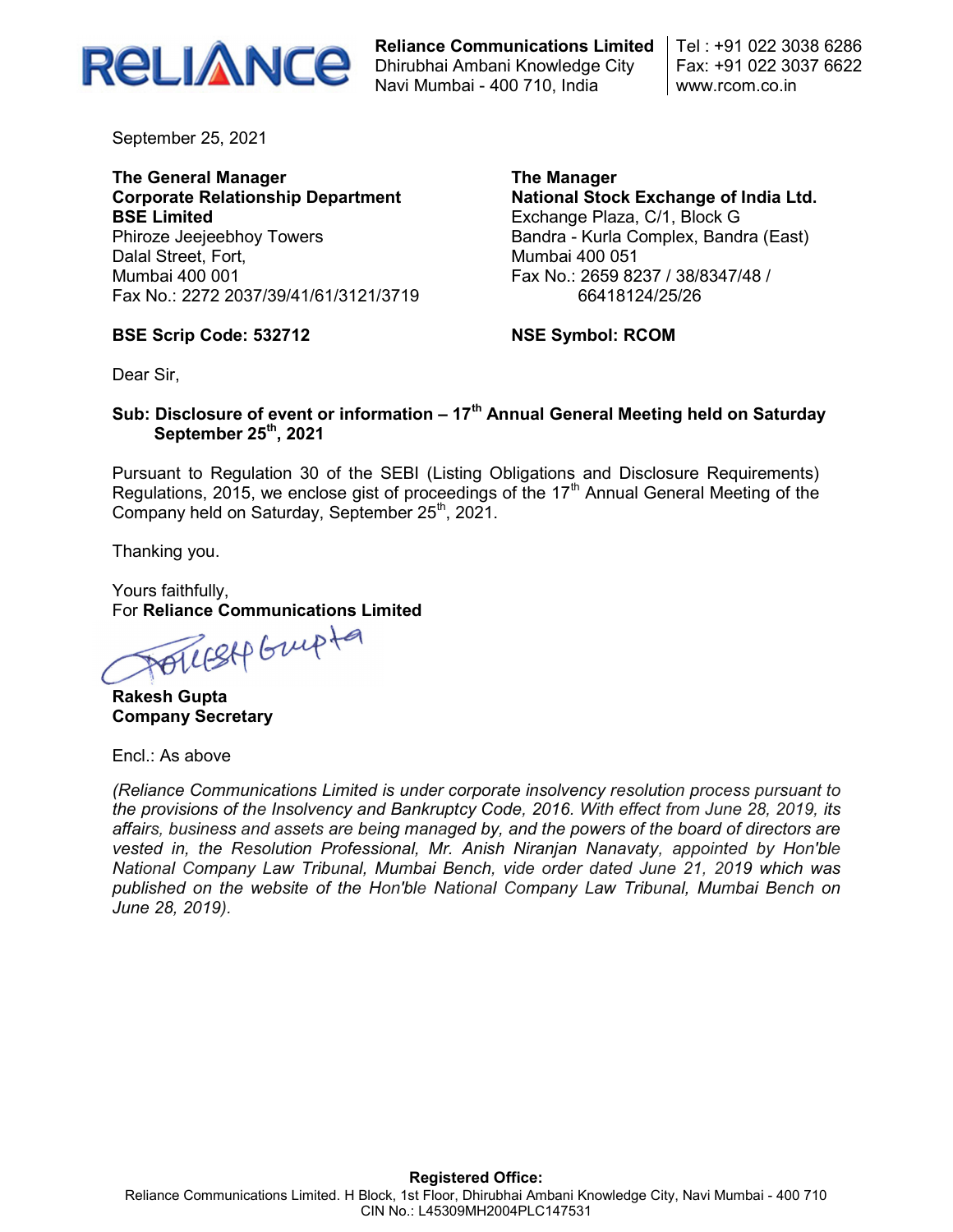**Reliance Communications Limited**
Dhirubhai Ambani Knowledge City
Navi Mumbai - 400 710, India

Tel : +91 022 3038 6286
Fax: +91 022 3037 6622
www.rcom.co.in

September 25, 2021

**The General Manager**
**Corporate Relationship Department**
**BSE Limited**
Phiroze Jeejeebhoy Towers
Dalal Street, Fort,
Mumbai 400 001
Fax No.: 2272 2037/39/41/61/3121/3719

**BSE Scrip Code: 532712**

**The Manager**
**National Stock Exchange of India Ltd.**
Exchange Plaza, C/1, Block G
Bandra - Kurla Complex, Bandra (East)
Mumbai 400 051
Fax No.: 2659 8237 / 38/8347/48 / 66418124/25/26

**NSE Symbol: RCOM**

Dear Sir,

**Sub: Disclosure of event or information – 17th Annual General Meeting held on Saturday September 25th, 2021**

Pursuant to Regulation 30 of the SEBI (Listing Obligations and Disclosure Requirements) Regulations, 2015, we enclose gist of proceedings of the 17th Annual General Meeting of the Company held on Saturday, September 25th, 2021.

Thanking you.

Yours faithfully,
For **Reliance Communications Limited**

**Rakesh Gupta**
**Company Secretary**

Encl.: As above

*(Reliance Communications Limited is under corporate insolvency resolution process pursuant to the provisions of the Insolvency and Bankruptcy Code, 2016. With effect from June 28, 2019, its affairs, business and assets are being managed by, and the powers of the board of directors are vested in, the Resolution Professional, Mr. Anish Niranjan Nanavaty, appointed by Hon'ble National Company Law Tribunal, Mumbai Bench, vide order dated June 21, 2019 which was published on the website of the Hon'ble National Company Law Tribunal, Mumbai Bench on June 28, 2019).*

**Registered Office:**
Reliance Communications Limited. H Block, 1st Floor, Dhirubhai Ambani Knowledge City, Navi Mumbai - 400 710
CIN No.: L45309MH2004PLC147531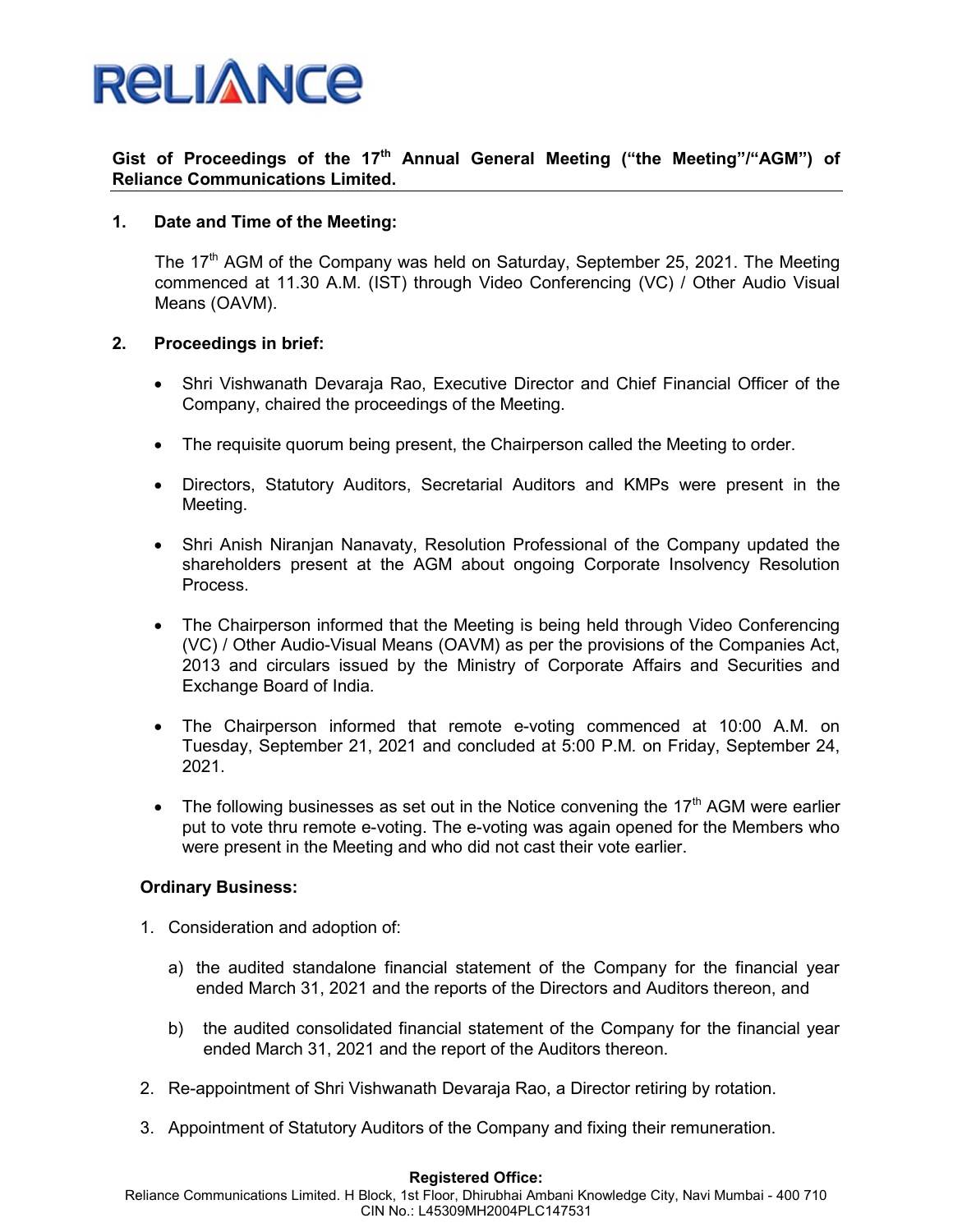**Gist of Proceedings of the 17th Annual General Meeting ("the Meeting"/"AGM") of Reliance Communications Limited.**

**1. Date and Time of the Meeting:**

The 17th AGM of the Company was held on Saturday, September 25, 2021. The Meeting commenced at 11.30 A.M. (IST) through Video Conferencing (VC) / Other Audio Visual Means (OAVM).

**2. Proceedings in brief:**

- Shri Vishwanath Devaraja Rao, Executive Director and Chief Financial Officer of the Company, chaired the proceedings of the Meeting.
- The requisite quorum being present, the Chairperson called the Meeting to order.
- Directors, Statutory Auditors, Secretarial Auditors and KMPs were present in the Meeting.
- Shri Anish Niranjan Nanavaty, Resolution Professional of the Company updated the shareholders present at the AGM about ongoing Corporate Insolvency Resolution Process.
- The Chairperson informed that the Meeting is being held through Video Conferencing (VC) / Other Audio-Visual Means (OAVM) as per the provisions of the Companies Act, 2013 and circulars issued by the Ministry of Corporate Affairs and Securities and Exchange Board of India.
- The Chairperson informed that remote e-voting commenced at 10:00 A.M. on Tuesday, September 21, 2021 and concluded at 5:00 P.M. on Friday, September 24, 2021.
- The following businesses as set out in the Notice convening the 17th AGM were earlier put to vote thru remote e-voting. The e-voting was again opened for the Members who were present in the Meeting and who did not cast their vote earlier.

**Ordinary Business:**

1. Consideration and adoption of:

   a) the audited standalone financial statement of the Company for the financial year ended March 31, 2021 and the reports of the Directors and Auditors thereon, and

   b) the audited consolidated financial statement of the Company for the financial year ended March 31, 2021 and the report of the Auditors thereon.

2. Re-appointment of Shri Vishwanath Devaraja Rao, a Director retiring by rotation.
3. Appointment of Statutory Auditors of the Company and fixing their remuneration.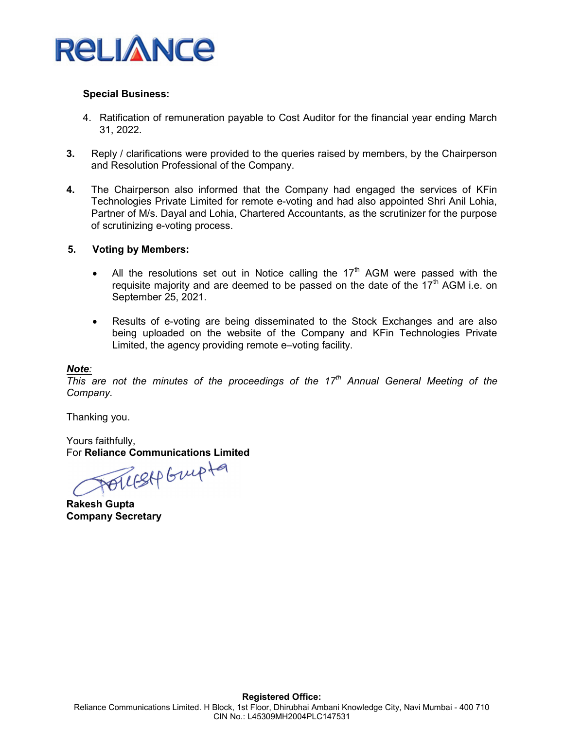**Special Business:**

4. Ratification of remuneration payable to Cost Auditor for the financial year ending March 31, 2022.

**3.** Reply / clarifications were provided to the queries raised by members, by the Chairperson and Resolution Professional of the Company.

**4.** The Chairperson also informed that the Company had engaged the services of KFin Technologies Private Limited for remote e-voting and had also appointed Shri Anil Lohia, Partner of M/s. Dayal and Lohia, Chartered Accountants, as the scrutinizer for the purpose of scrutinizing e-voting process.

**5. Voting by Members:**

- All the resolutions set out in Notice calling the 17th AGM were passed with the requisite majority and are deemed to be passed on the date of the 17th AGM i.e. on September 25, 2021.

- Results of e-voting are being disseminated to the Stock Exchanges and are also being uploaded on the website of the Company and KFin Technologies Private Limited, the agency providing remote e–voting facility.

***Note*:**
*This are not the minutes of the proceedings of the 17th Annual General Meeting of the Company.*

Thanking you.

Yours faithfully,
For **Reliance Communications Limited**

**Rakesh Gupta**
**Company Secretary**

**Registered Office:**
Reliance Communications Limited. H Block, 1st Floor, Dhirubhai Ambani Knowledge City, Navi Mumbai - 400 710
CIN No.: L45309MH2004PLC147531